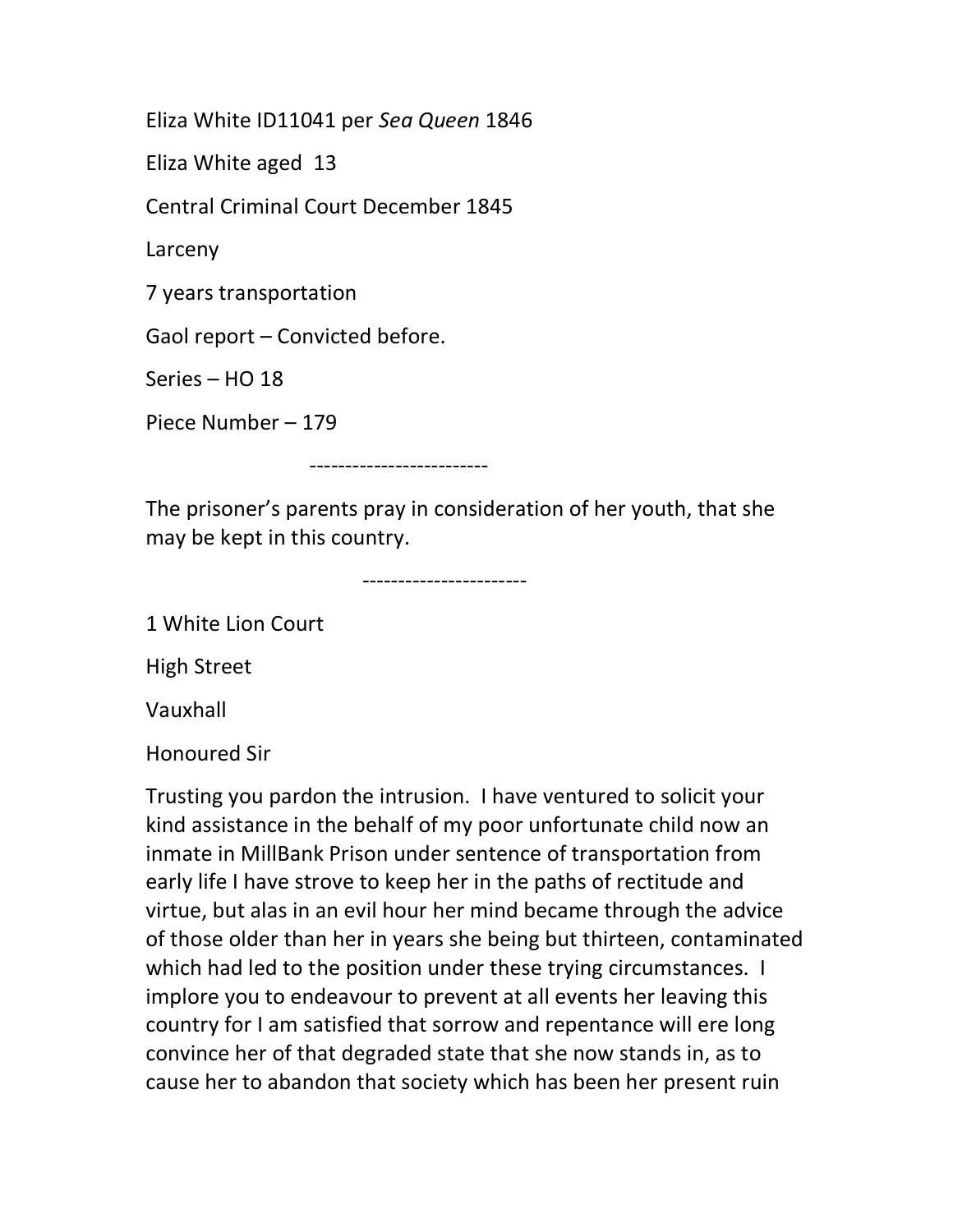Eliza White ID11041 per *Sea Queen* 1846

Eliza White aged 13

Central Criminal Court December 1845

Larceny

7 years transportation

Gaol report – Convicted before.

Series – HO 18

Piece Number – 179

-------------------------

The prisoner's parents pray in consideration of her youth, that she may be kept in this country.

-----------------------

1 White Lion Court

High Street

Vauxhall

Honoured Sir

Trusting you pardon the intrusion. I have ventured to solicit your kind assistance in the behalf of my poor unfortunate child now an inmate in MillBank Prison under sentence of transportation from early life I have strove to keep her in the paths of rectitude and virtue, but alas in an evil hour her mind became through the advice of those older than her in years she being but thirteen, contaminated which had led to the position under these trying circumstances. I implore you to endeavour to prevent at all events her leaving this country for I am satisfied that sorrow and repentance will ere long convince her of that degraded state that she now stands in, as to cause her to abandon that society which has been her present ruin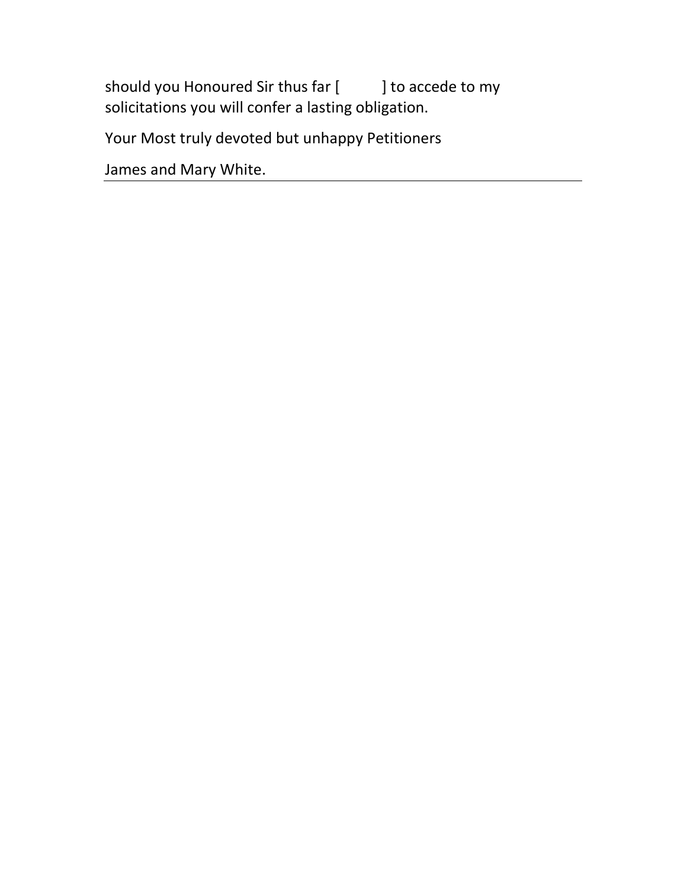should you Honoured Sir thus far [ ] to accede to my solicitations you will confer a lasting obligation.

Your Most truly devoted but unhappy Petitioners

James and Mary White.

---